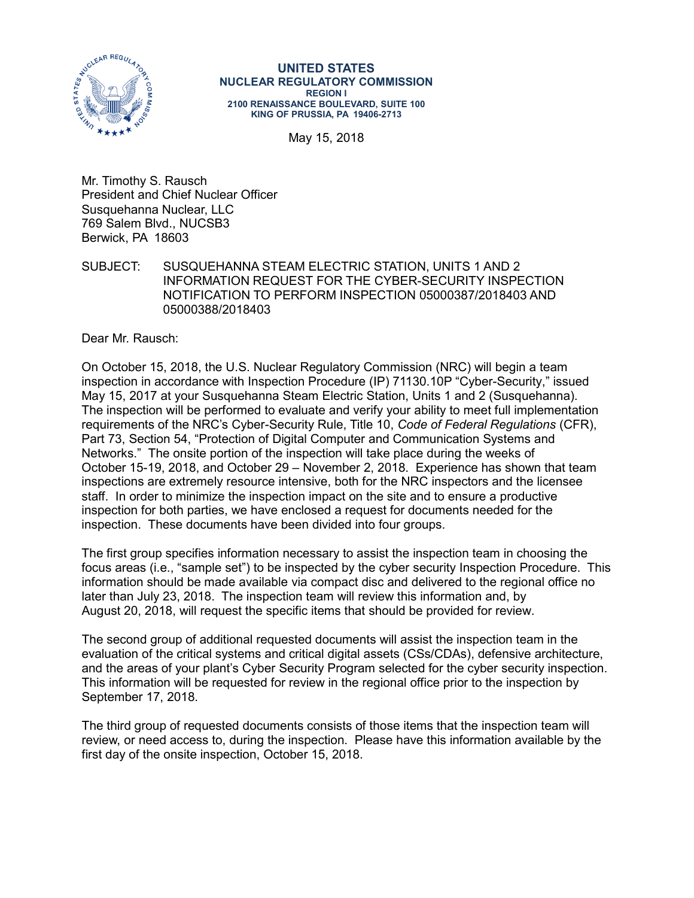**UNITED STATES**
**NUCLEAR REGULATORY COMMISSION**
**REGION I**
**2100 RENAISSANCE BOULEVARD, SUITE 100**
**KING OF PRUSSIA, PA 19406-2713**

May 15, 2018

Mr. Timothy S. Rausch
President and Chief Nuclear Officer
Susquehanna Nuclear, LLC
769 Salem Blvd., NUCSB3
Berwick, PA 18603

SUBJECT: SUSQUEHANNA STEAM ELECTRIC STATION, UNITS 1 AND 2 INFORMATION REQUEST FOR THE CYBER-SECURITY INSPECTION NOTIFICATION TO PERFORM INSPECTION 05000387/2018403 AND 05000388/2018403

Dear Mr. Rausch:

On October 15, 2018, the U.S. Nuclear Regulatory Commission (NRC) will begin a team inspection in accordance with Inspection Procedure (IP) 71130.10P "Cyber-Security," issued May 15, 2017 at your Susquehanna Steam Electric Station, Units 1 and 2 (Susquehanna). The inspection will be performed to evaluate and verify your ability to meet full implementation requirements of the NRC's Cyber-Security Rule, Title 10, *Code of Federal Regulations* (CFR), Part 73, Section 54, "Protection of Digital Computer and Communication Systems and Networks." The onsite portion of the inspection will take place during the weeks of October 15-19, 2018, and October 29 – November 2, 2018. Experience has shown that team inspections are extremely resource intensive, both for the NRC inspectors and the licensee staff. In order to minimize the inspection impact on the site and to ensure a productive inspection for both parties, we have enclosed a request for documents needed for the inspection. These documents have been divided into four groups.

The first group specifies information necessary to assist the inspection team in choosing the focus areas (i.e., "sample set") to be inspected by the cyber security Inspection Procedure. This information should be made available via compact disc and delivered to the regional office no later than July 23, 2018. The inspection team will review this information and, by August 20, 2018, will request the specific items that should be provided for review.

The second group of additional requested documents will assist the inspection team in the evaluation of the critical systems and critical digital assets (CSs/CDAs), defensive architecture, and the areas of your plant's Cyber Security Program selected for the cyber security inspection. This information will be requested for review in the regional office prior to the inspection by September 17, 2018.

The third group of requested documents consists of those items that the inspection team will review, or need access to, during the inspection. Please have this information available by the first day of the onsite inspection, October 15, 2018.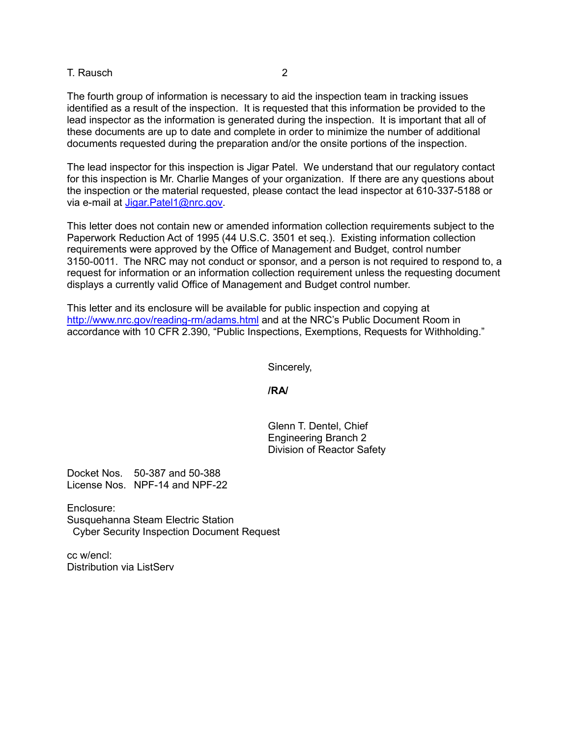The fourth group of information is necessary to aid the inspection team in tracking issues identified as a result of the inspection. It is requested that this information be provided to the lead inspector as the information is generated during the inspection. It is important that all of these documents are up to date and complete in order to minimize the number of additional documents requested during the preparation and/or the onsite portions of the inspection.

The lead inspector for this inspection is Jigar Patel. We understand that our regulatory contact for this inspection is Mr. Charlie Manges of your organization. If there are any questions about the inspection or the material requested, please contact the lead inspector at 610-337-5188 or via e-mail at Jigar.Patel1@nrc.gov.

This letter does not contain new or amended information collection requirements subject to the Paperwork Reduction Act of 1995 (44 U.S.C. 3501 et seq.). Existing information collection requirements were approved by the Office of Management and Budget, control number 3150-0011. The NRC may not conduct or sponsor, and a person is not required to respond to, a request for information or an information collection requirement unless the requesting document displays a currently valid Office of Management and Budget control number.

This letter and its enclosure will be available for public inspection and copying at http://www.nrc.gov/reading-rm/adams.html and at the NRC's Public Document Room in accordance with 10 CFR 2.390, "Public Inspections, Exemptions, Requests for Withholding."

Sincerely,

**/RA/**

Glenn T. Dentel, Chief
Engineering Branch 2
Division of Reactor Safety

Docket Nos. 50-387 and 50-388
License Nos. NPF-14 and NPF-22

Enclosure:
Susquehanna Steam Electric Station
Cyber Security Inspection Document Request

cc w/encl:
Distribution via ListServ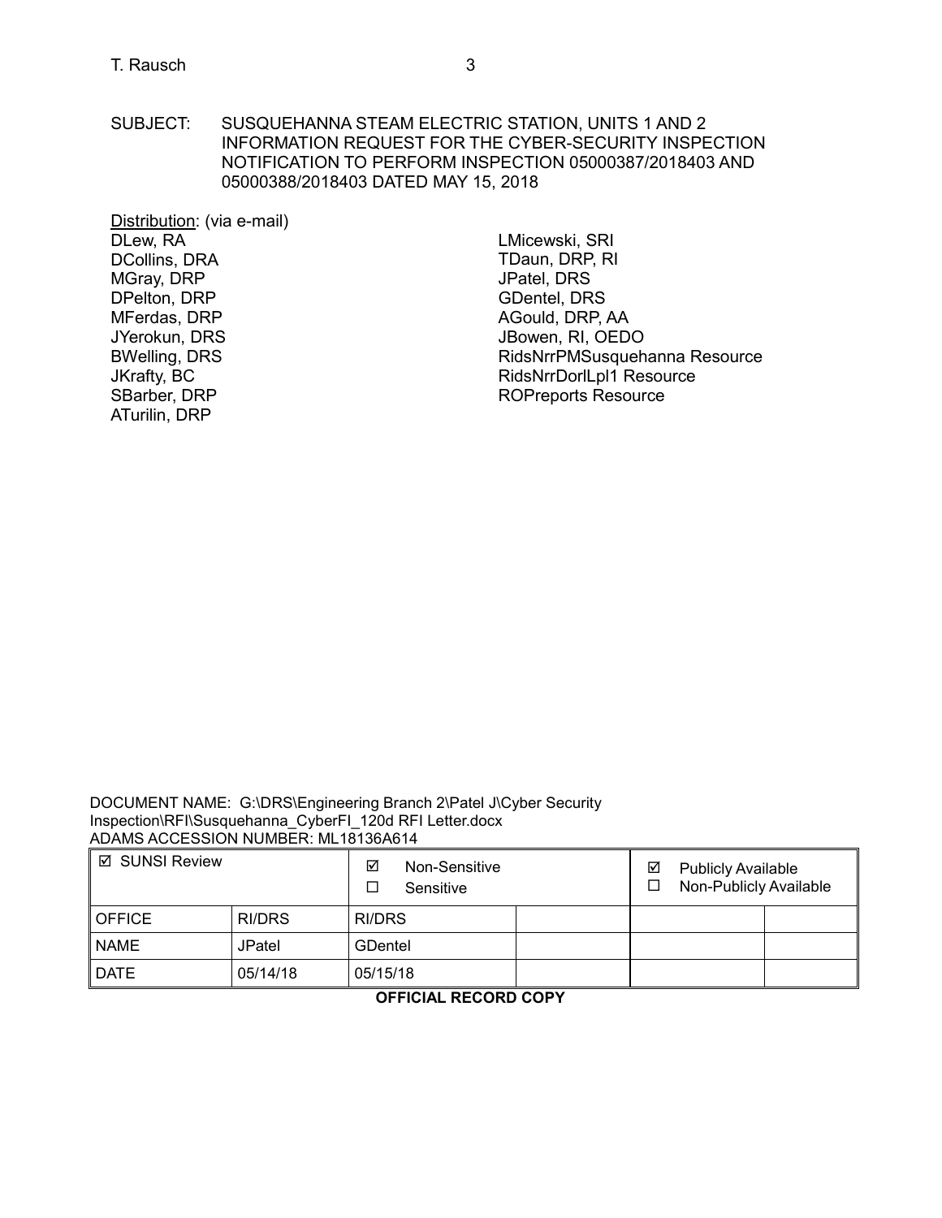SUBJECT: SUSQUEHANNA STEAM ELECTRIC STATION, UNITS 1 AND 2 INFORMATION REQUEST FOR THE CYBER-SECURITY INSPECTION NOTIFICATION TO PERFORM INSPECTION 05000387/2018403 AND 05000388/2018403 DATED MAY 15, 2018

Distribution: (via e-mail)
DLew, RA
DCollins, DRA
MGray, DRP
DPelton, DRP
MFerdas, DRP
JYerokun, DRS
BWelling, DRS
JKrafty, BC
SBarber, DRP
ATurilin, DRP
LMicewski, SRI
TDaun, DRP, RI
JPatel, DRS
GDentel, DRS
AGould, DRP, AA
JBowen, RI, OEDO
RidsNrrPMSusquehanna Resource
RidsNrrDorlLpl1 Resource
ROPreports Resource

DOCUMENT NAME: G:\DRS\Engineering Branch 2\Patel J\Cyber Security Inspection\RFI\Susquehanna_CyberFI_120d RFI Letter.docx
ADAMS ACCESSION NUMBER: ML18136A614

| ☑ SUNSI Review | | ☑ Non-Sensitive ☐ Sensitive | | ☑ Publicly Available ☐ Non-Publicly Available | |
|---|---|---|---|---|---|
| OFFICE | RI/DRS | RI/DRS | | | |
| NAME | JPatel | GDentel | | | |
| DATE | 05/14/18 | 05/15/18 | | | |

**OFFICIAL RECORD COPY**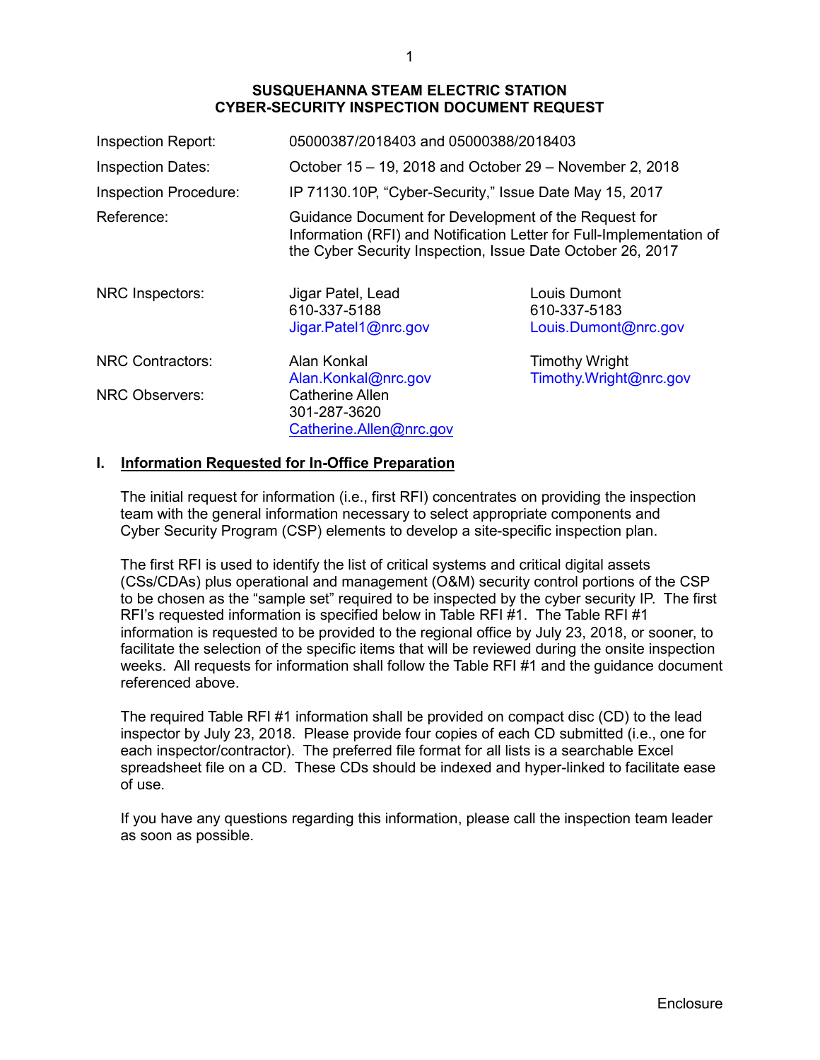## SUSQUEHANNA STEAM ELECTRIC STATION
## CYBER-SECURITY INSPECTION DOCUMENT REQUEST

| | | |
|---|---|---|
| Inspection Report: | 05000387/2018403 and 05000388/2018403 | |
| Inspection Dates: | October 15 – 19, 2018 and October 29 – November 2, 2018 | |
| Inspection Procedure: | IP 71130.10P, "Cyber-Security," Issue Date May 15, 2017 | |
| Reference: | Guidance Document for Development of the Request for Information (RFI) and Notification Letter for Full-Implementation of the Cyber Security Inspection, Issue Date October 26, 2017 | |
| NRC Inspectors: | Jigar Patel, Lead<br>610-337-5188<br>Jigar.Patel1@nrc.gov | Louis Dumont<br>610-337-5183<br>Louis.Dumont@nrc.gov |
| NRC Contractors: | Alan Konkal<br>Alan.Konkal@nrc.gov | Timothy Wright<br>Timothy.Wright@nrc.gov |
| NRC Observers: | Catherine Allen<br>301-287-3620<br>Catherine.Allen@nrc.gov | |

### I. Information Requested for In-Office Preparation

The initial request for information (i.e., first RFI) concentrates on providing the inspection team with the general information necessary to select appropriate components and Cyber Security Program (CSP) elements to develop a site-specific inspection plan.

The first RFI is used to identify the list of critical systems and critical digital assets (CSs/CDAs) plus operational and management (O&M) security control portions of the CSP to be chosen as the "sample set" required to be inspected by the cyber security IP. The first RFI's requested information is specified below in Table RFI #1. The Table RFI #1 information is requested to be provided to the regional office by July 23, 2018, or sooner, to facilitate the selection of the specific items that will be reviewed during the onsite inspection weeks. All requests for information shall follow the Table RFI #1 and the guidance document referenced above.

The required Table RFI #1 information shall be provided on compact disc (CD) to the lead inspector by July 23, 2018. Please provide four copies of each CD submitted (i.e., one for each inspector/contractor). The preferred file format for all lists is a searchable Excel spreadsheet file on a CD. These CDs should be indexed and hyper-linked to facilitate ease of use.

If you have any questions regarding this information, please call the inspection team leader as soon as possible.

Enclosure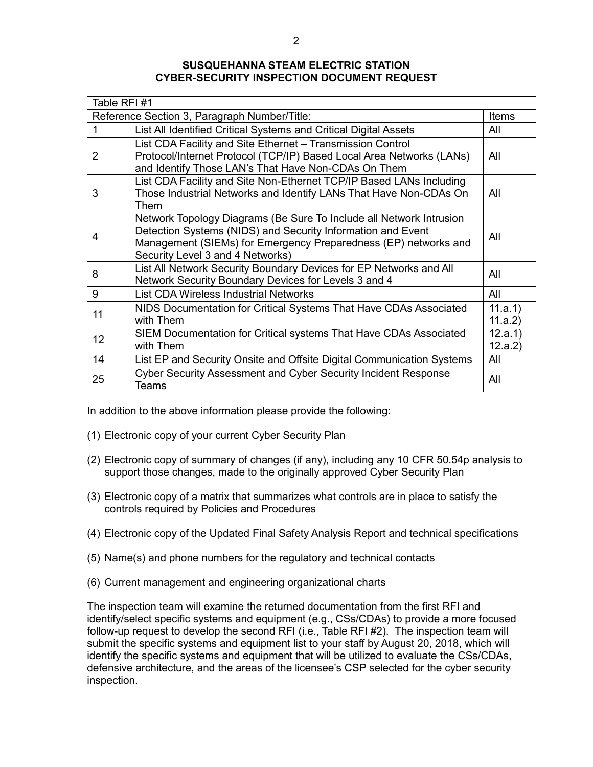**SUSQUEHANNA STEAM ELECTRIC STATION**
**CYBER-SECURITY INSPECTION DOCUMENT REQUEST**

| Table RFI #1 | | |
|---|---|---|
| Reference Section 3, Paragraph Number/Title: | | Items |
| 1 | List All Identified Critical Systems and Critical Digital Assets | All |
| 2 | List CDA Facility and Site Ethernet – Transmission Control Protocol/Internet Protocol (TCP/IP) Based Local Area Networks (LANs) and Identify Those LAN's That Have Non-CDAs On Them | All |
| 3 | List CDA Facility and Site Non-Ethernet TCP/IP Based LANs Including Those Industrial Networks and Identify LANs That Have Non-CDAs On Them | All |
| 4 | Network Topology Diagrams (Be Sure To Include all Network Intrusion Detection Systems (NIDS) and Security Information and Event Management (SIEMs) for Emergency Preparedness (EP) networks and Security Level 3 and 4 Networks) | All |
| 8 | List All Network Security Boundary Devices for EP Networks and All Network Security Boundary Devices for Levels 3 and 4 | All |
| 9 | List CDA Wireless Industrial Networks | All |
| 11 | NIDS Documentation for Critical Systems That Have CDAs Associated with Them | 11.a.1) 11.a.2) |
| 12 | SIEM Documentation for Critical systems That Have CDAs Associated with Them | 12.a.1) 12.a.2) |
| 14 | List EP and Security Onsite and Offsite Digital Communication Systems | All |
| 25 | Cyber Security Assessment and Cyber Security Incident Response Teams | All |

In addition to the above information please provide the following:

(1) Electronic copy of your current Cyber Security Plan

(2) Electronic copy of summary of changes (if any), including any 10 CFR 50.54p analysis to support those changes, made to the originally approved Cyber Security Plan

(3) Electronic copy of a matrix that summarizes what controls are in place to satisfy the controls required by Policies and Procedures

(4) Electronic copy of the Updated Final Safety Analysis Report and technical specifications

(5) Name(s) and phone numbers for the regulatory and technical contacts

(6) Current management and engineering organizational charts

The inspection team will examine the returned documentation from the first RFI and identify/select specific systems and equipment (e.g., CSs/CDAs) to provide a more focused follow-up request to develop the second RFI (i.e., Table RFI #2). The inspection team will submit the specific systems and equipment list to your staff by August 20, 2018, which will identify the specific systems and equipment that will be utilized to evaluate the CSs/CDAs, defensive architecture, and the areas of the licensee's CSP selected for the cyber security inspection.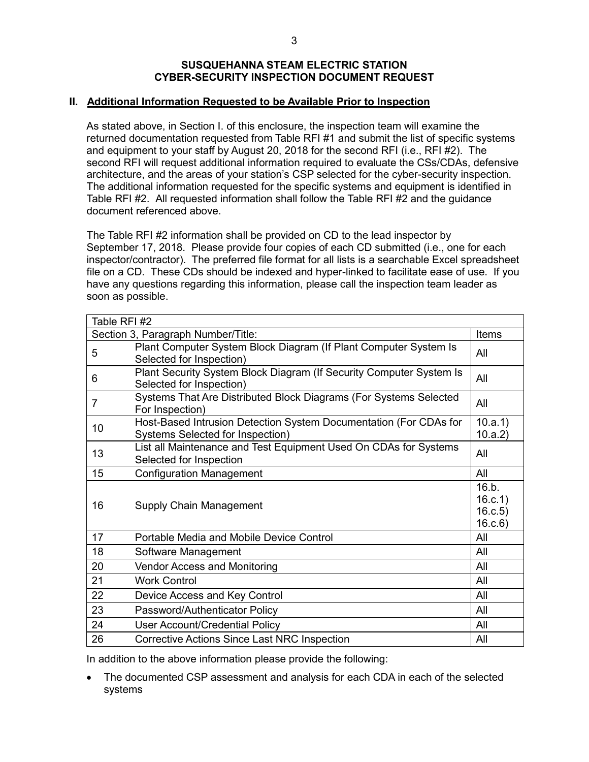**SUSQUEHANNA STEAM ELECTRIC STATION**
**CYBER-SECURITY INSPECTION DOCUMENT REQUEST**

## II. Additional Information Requested to be Available Prior to Inspection

As stated above, in Section I. of this enclosure, the inspection team will examine the returned documentation requested from Table RFI #1 and submit the list of specific systems and equipment to your staff by August 20, 2018 for the second RFI (i.e., RFI #2). The second RFI will request additional information required to evaluate the CSs/CDAs, defensive architecture, and the areas of your station's CSP selected for the cyber-security inspection. The additional information requested for the specific systems and equipment is identified in Table RFI #2. All requested information shall follow the Table RFI #2 and the guidance document referenced above.

The Table RFI #2 information shall be provided on CD to the lead inspector by September 17, 2018. Please provide four copies of each CD submitted (i.e., one for each inspector/contractor). The preferred file format for all lists is a searchable Excel spreadsheet file on a CD. These CDs should be indexed and hyper-linked to facilitate ease of use. If you have any questions regarding this information, please call the inspection team leader as soon as possible.

| Table RFI #2 | | |
|---|---|---|
| Section 3, Paragraph Number/Title: | | Items |
| 5 | Plant Computer System Block Diagram (If Plant Computer System Is Selected for Inspection) | All |
| 6 | Plant Security System Block Diagram (If Security Computer System Is Selected for Inspection) | All |
| 7 | Systems That Are Distributed Block Diagrams (For Systems Selected For Inspection) | All |
| 10 | Host-Based Intrusion Detection System Documentation (For CDAs for Systems Selected for Inspection) | 10.a.1) 10.a.2) |
| 13 | List all Maintenance and Test Equipment Used On CDAs for Systems Selected for Inspection | All |
| 15 | Configuration Management | All |
| 16 | Supply Chain Management | 16.b. 16.c.1) 16.c.5) 16.c.6) |
| 17 | Portable Media and Mobile Device Control | All |
| 18 | Software Management | All |
| 20 | Vendor Access and Monitoring | All |
| 21 | Work Control | All |
| 22 | Device Access and Key Control | All |
| 23 | Password/Authenticator Policy | All |
| 24 | User Account/Credential Policy | All |
| 26 | Corrective Actions Since Last NRC Inspection | All |

In addition to the above information please provide the following:

- The documented CSP assessment and analysis for each CDA in each of the selected systems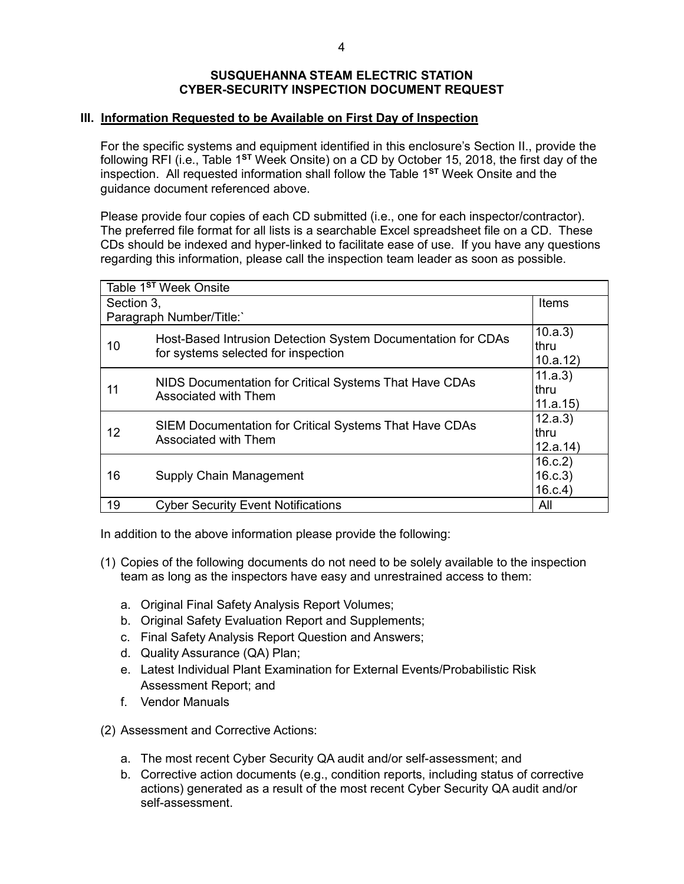**SUSQUEHANNA STEAM ELECTRIC STATION**
**CYBER-SECURITY INSPECTION DOCUMENT REQUEST**

## III. Information Requested to be Available on First Day of Inspection

For the specific systems and equipment identified in this enclosure's Section II., provide the following RFI (i.e., Table 1ST Week Onsite) on a CD by October 15, 2018, the first day of the inspection. All requested information shall follow the Table 1ST Week Onsite and the guidance document referenced above.

Please provide four copies of each CD submitted (i.e., one for each inspector/contractor). The preferred file format for all lists is a searchable Excel spreadsheet file on a CD. These CDs should be indexed and hyper-linked to facilitate ease of use. If you have any questions regarding this information, please call the inspection team leader as soon as possible.

| Table 1ST Week Onsite | | |
|---|---|---|
| Section 3, Paragraph Number/Title:` | | Items |
| 10 | Host-Based Intrusion Detection System Documentation for CDAs for systems selected for inspection | 10.a.3) thru 10.a.12) |
| 11 | NIDS Documentation for Critical Systems That Have CDAs Associated with Them | 11.a.3) thru 11.a.15) |
| 12 | SIEM Documentation for Critical Systems That Have CDAs Associated with Them | 12.a.3) thru 12.a.14) |
| 16 | Supply Chain Management | 16.c.2) 16.c.3) 16.c.4) |
| 19 | Cyber Security Event Notifications | All |

In addition to the above information please provide the following:

(1) Copies of the following documents do not need to be solely available to the inspection team as long as the inspectors have easy and unrestrained access to them:

- a. Original Final Safety Analysis Report Volumes;
- b. Original Safety Evaluation Report and Supplements;
- c. Final Safety Analysis Report Question and Answers;
- d. Quality Assurance (QA) Plan;
- e. Latest Individual Plant Examination for External Events/Probabilistic Risk Assessment Report; and
- f. Vendor Manuals

(2) Assessment and Corrective Actions:

- a. The most recent Cyber Security QA audit and/or self-assessment; and
- b. Corrective action documents (e.g., condition reports, including status of corrective actions) generated as a result of the most recent Cyber Security QA audit and/or self-assessment.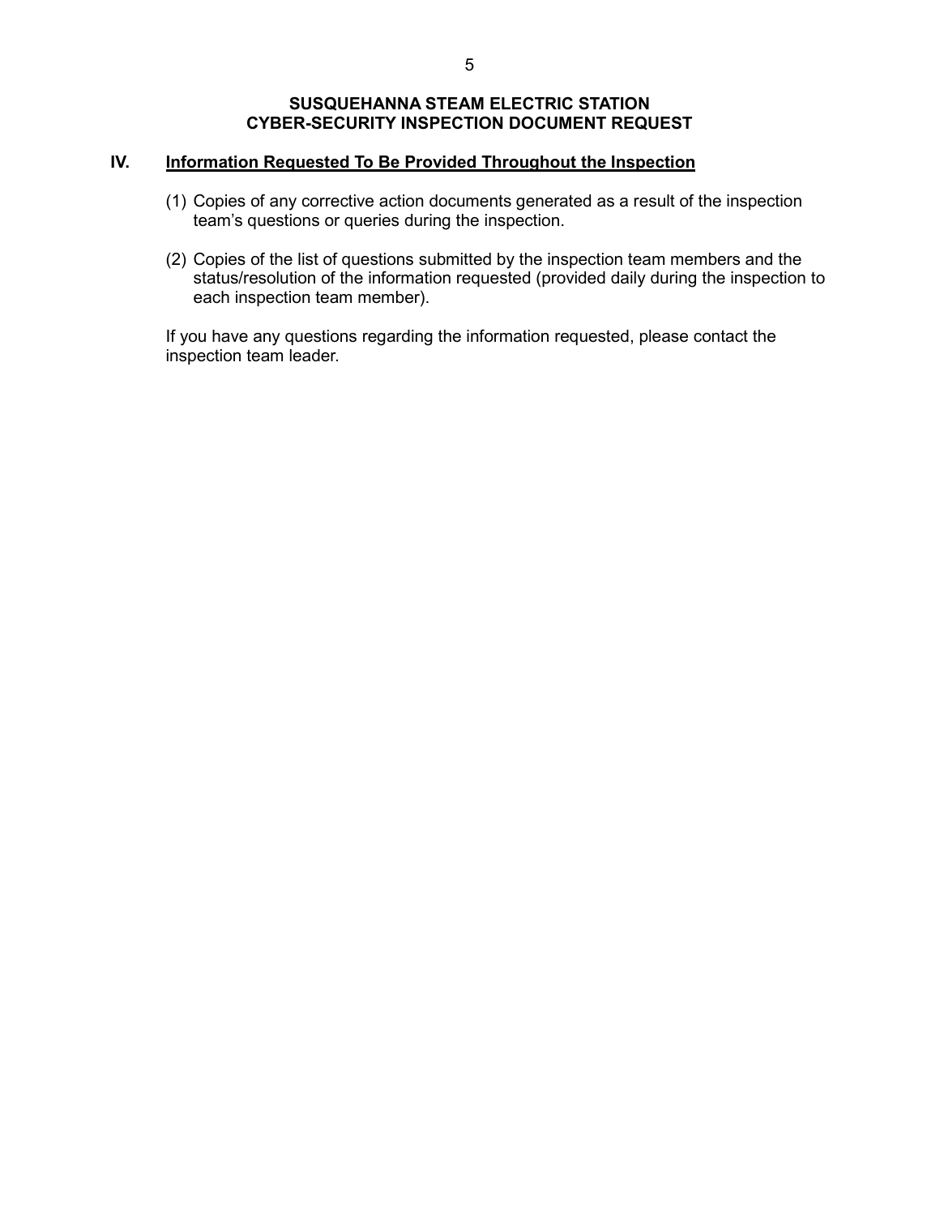**SUSQUEHANNA STEAM ELECTRIC STATION**
**CYBER-SECURITY INSPECTION DOCUMENT REQUEST**

## IV. Information Requested To Be Provided Throughout the Inspection

(1) Copies of any corrective action documents generated as a result of the inspection team's questions or queries during the inspection.

(2) Copies of the list of questions submitted by the inspection team members and the status/resolution of the information requested (provided daily during the inspection to each inspection team member).

If you have any questions regarding the information requested, please contact the inspection team leader.